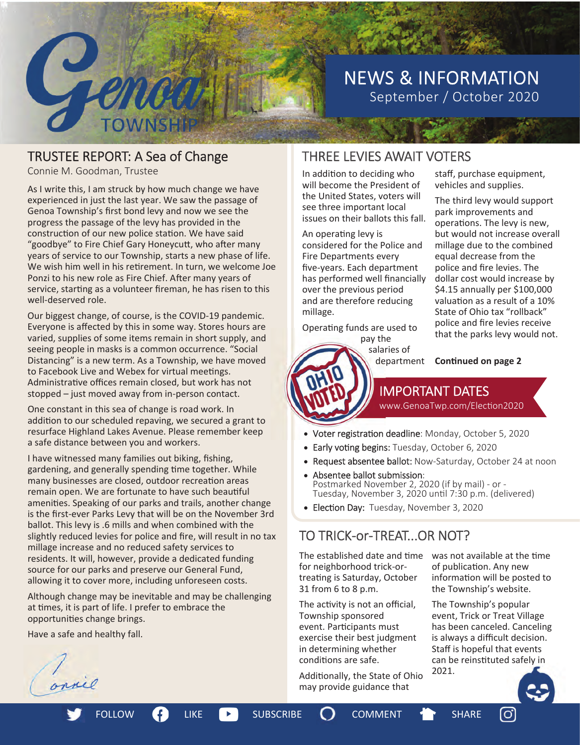# Genoa TOWNSHIP

## NEWS & INFORMATION
September / October 2020

## TRUSTEE REPORT: A Sea of Change

Connie M. Goodman, Trustee

As I write this, I am struck by how much change we have experienced in just the last year. We saw the passage of Genoa Township's first bond levy and now we see the progress the passage of the levy has provided in the construction of our new police station. We have said "goodbye" to Fire Chief Gary Honeycutt, who after many years of service to our Township, starts a new phase of life. We wish him well in his retirement. In turn, we welcome Joe Ponzi to his new role as Fire Chief. After many years of service, starting as a volunteer fireman, he has risen to this well-deserved role.

Our biggest change, of course, is the COVID-19 pandemic. Everyone is affected by this in some way. Stores hours are varied, supplies of some items remain in short supply, and seeing people in masks is a common occurrence. "Social Distancing" is a new term. As a Township, we have moved to Facebook Live and Webex for virtual meetings. Administrative offices remain closed, but work has not stopped – just moved away from in-person contact.

One constant in this sea of change is road work. In addition to our scheduled repaving, we secured a grant to resurface Highland Lakes Avenue. Please remember keep a safe distance between you and workers.

I have witnessed many families out biking, fishing, gardening, and generally spending time together. While many businesses are closed, outdoor recreation areas remain open. We are fortunate to have such beautiful amenities. Speaking of our parks and trails, another change is the first-ever Parks Levy that will be on the November 3rd ballot. This levy is .6 mills and when combined with the slightly reduced levies for police and fire, will result in no tax millage increase and no reduced safety services to residents. It will, however, provide a dedicated funding source for our parks and preserve our General Fund, allowing it to cover more, including unforeseen costs.

Although change may be inevitable and may be challenging at times, it is part of life. I prefer to embrace the opportunities change brings.

Have a safe and healthy fall.

Connie

## THREE LEVIES AWAIT VOTERS

In addition to deciding who will become the President of the United States, voters will see three important local issues on their ballots this fall.

An operating levy is considered for the Police and Fire Departments every five-years. Each department has performed well financially over the previous period and are therefore reducing millage.

Operating funds are used to pay the salaries of department staff, purchase equipment, vehicles and supplies.

The third levy would support park improvements and operations. The levy is new, but would not increase overall millage due to the combined equal decrease from the police and fire levies. The dollar cost would increase by $4.15 annually per $100,000 valuation as a result of a 10% State of Ohio tax "rollback" police and fire levies receive that the parks levy would not.

**Continued on page 2**

## IMPORTANT DATES

www.GenoaTwp.com/Election2020

- Voter registration deadline: Monday, October 5, 2020
- Early voting begins: Tuesday, October 6, 2020
- Request absentee ballot: Now-Saturday, October 24 at noon
- Absentee ballot submission: Postmarked November 2, 2020 (if by mail) - or - Tuesday, November 3, 2020 until 7:30 p.m. (delivered)
- Election Day: Tuesday, November 3, 2020

## TO TRICK-or-TREAT...OR NOT?

The established date and time for neighborhood trick-or-treating is Saturday, October 31 from 6 to 8 p.m.

The activity is not an official, Township sponsored event. Participants must exercise their best judgment in determining whether conditions are safe.

Additionally, the State of Ohio may provide guidance that was not available at the time of publication. Any new information will be posted to the Township's website.

The Township's popular event, Trick or Treat Village has been canceled. Canceling is always a difficult decision. Staff is hopeful that events can be reinstituted safely in 2021.

FOLLOW LIKE SUBSCRIBE COMMENT SHARE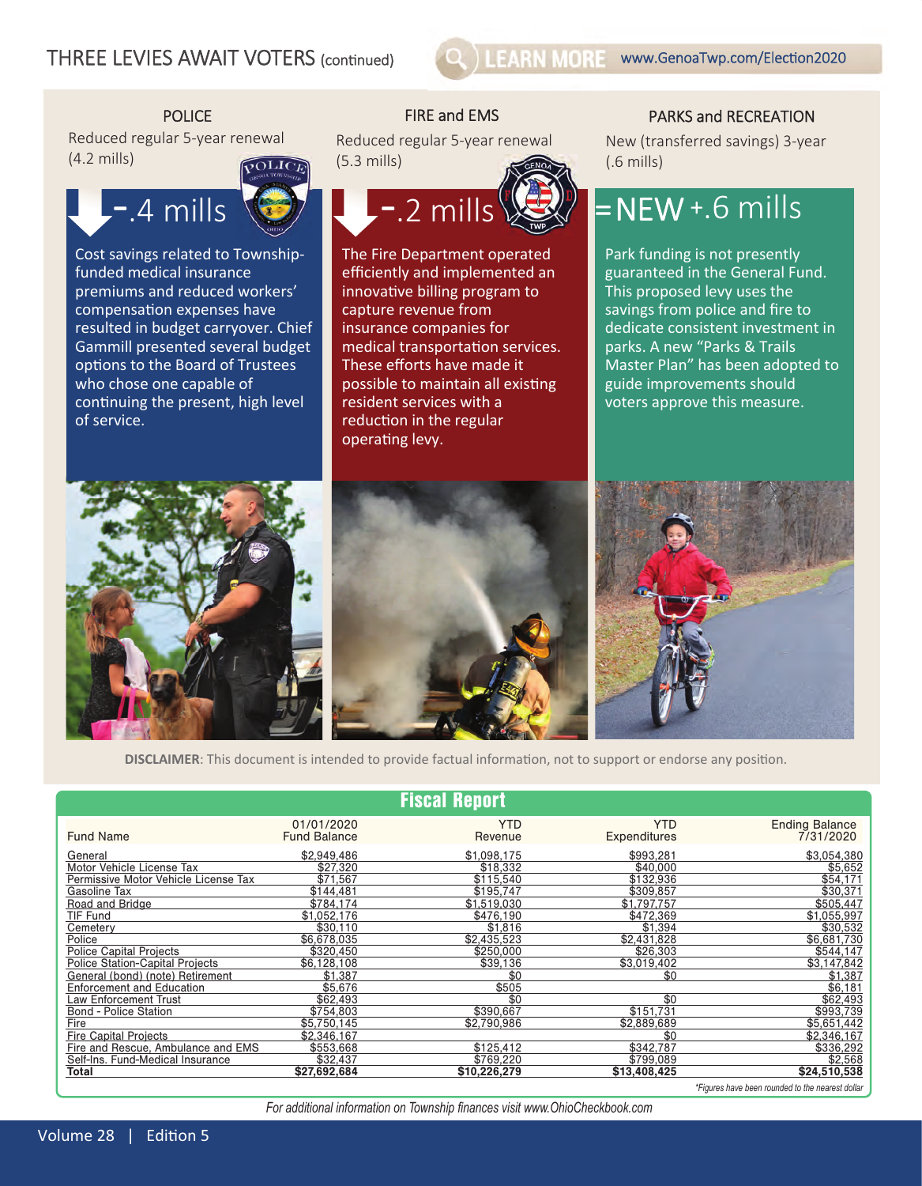## THREE LEVIES AWAIT VOTERS (continued)

LEARN MORE www.GenoaTwp.com/Election2020

### POLICE

Reduced regular 5-year renewal (4.2 mills)

**-.4 mills**

Cost savings related to Township-funded medical insurance premiums and reduced workers' compensation expenses have resulted in budget carryover. Chief Gammill presented several budget options to the Board of Trustees who chose one capable of continuing the present, high level of service.

### FIRE and EMS

Reduced regular 5-year renewal (5.3 mills)

**-.2 mills**

The Fire Department operated efficiently and implemented an innovative billing program to capture revenue from insurance companies for medical transportation services. These efforts have made it possible to maintain all existing resident services with a reduction in the regular operating levy.

### PARKS and RECREATION

New (transferred savings) 3-year (.6 mills)

**=NEW +.6 mills**

Park funding is not presently guaranteed in the General Fund. This proposed levy uses the savings from police and fire to dedicate consistent investment in parks. A new "Parks & Trails Master Plan" has been adopted to guide improvements should voters approve this measure.

**DISCLAIMER**: This document is intended to provide factual information, not to support or endorse any position.

## Fiscal Report

| Fund Name | 01/01/2020 Fund Balance | YTD Revenue | YTD Expenditures | Ending Balance 7/31/2020 |
|---|---|---|---|---|
| General | $2,949,486 | $1,098,175 | $993,281 | $3,054,380 |
| Motor Vehicle License Tax | $27,320 | $18,332 | $40,000 | $5,652 |
| Permissive Motor Vehicle License Tax | $71,567 | $115,540 | $132,936 | $54,171 |
| Gasoline Tax | $144,481 | $195,747 | $309,857 | $30,371 |
| Road and Bridge | $784,174 | $1,519,030 | $1,797,757 | $505,447 |
| TIF Fund | $1,052,176 | $476,190 | $472,369 | $1,055,997 |
| Cemetery | $30,110 | $1,816 | $1,394 | $30,532 |
| Police | $6,678,035 | $2,435,523 | $2,431,828 | $6,681,730 |
| Police Capital Projects | $320,450 | $250,000 | $26,303 | $544,147 |
| Police Station-Capital Projects | $6,128,108 | $39,136 | $3,019,402 | $3,147,842 |
| General (bond) (note) Retirement | $1,387 | $0 | $0 | $1,387 |
| Enforcement and Education | $5,676 | $505 | | $6,181 |
| Law Enforcement Trust | $62,493 | $0 | $0 | $62,493 |
| Bond - Police Station | $754,803 | $390,667 | $151,731 | $993,739 |
| Fire | $5,750,145 | $2,790,986 | $2,889,689 | $5,651,442 |
| Fire Capital Projects | $2,346,167 | | $0 | $2,346,167 |
| Fire and Rescue, Ambulance and EMS | $553,668 | $125,412 | $342,787 | $336,292 |
| Self-Ins. Fund-Medical Insurance | $32,437 | $769,220 | $799,089 | $2,568 |
| **Total** | **$27,692,684** | **$10,226,279** | **$13,408,425** | **$24,510,538** |

*\*Figures have been rounded to the nearest dollar*

*For additional information on Township finances visit www.OhioCheckbook.com*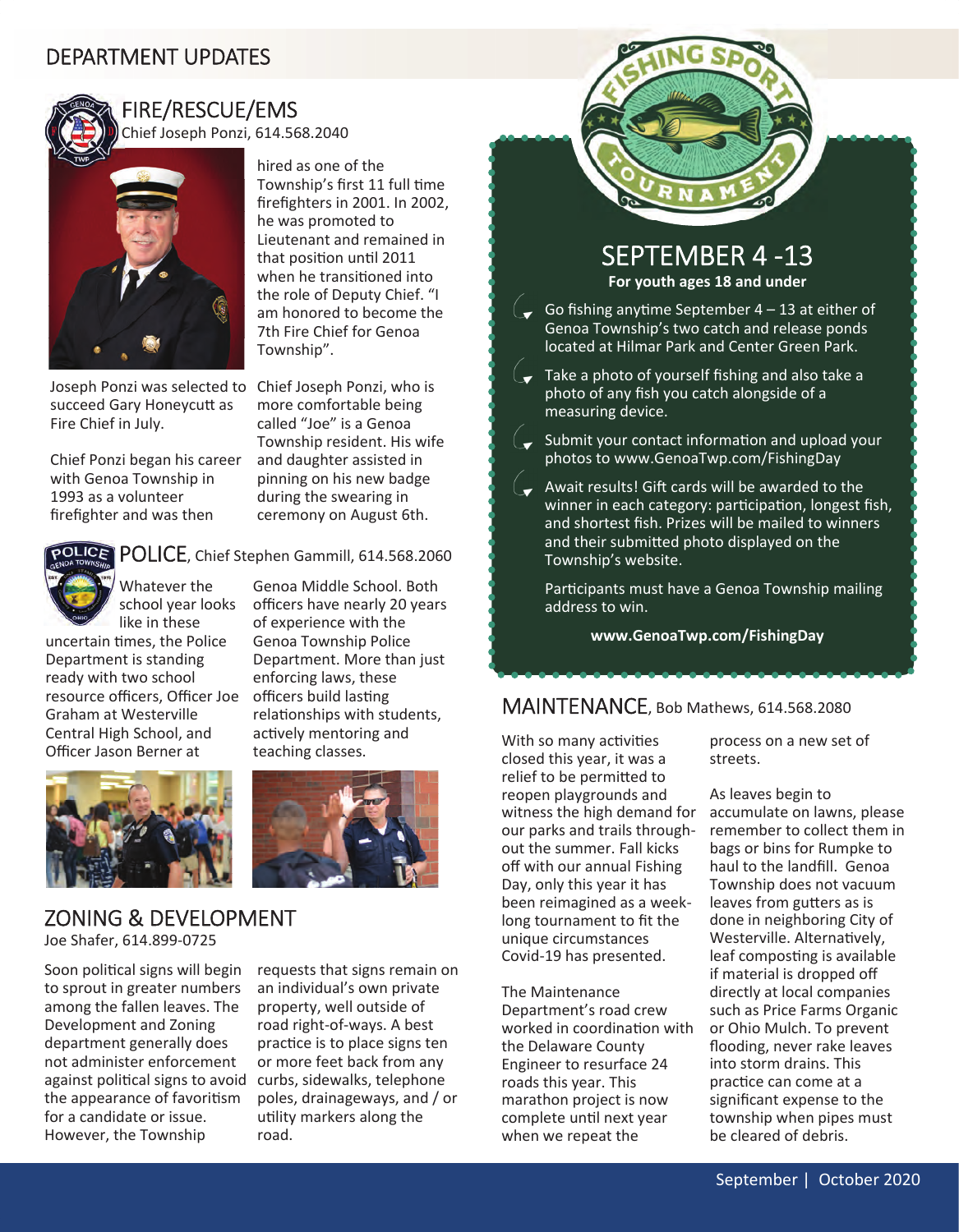# DEPARTMENT UPDATES

## FIRE/RESCUE/EMS

Chief Joseph Ponzi, 614.568.2040

Joseph Ponzi was selected to succeed Gary Honeycutt as Fire Chief in July.

Chief Ponzi began his career with Genoa Township in 1993 as a volunteer firefighter and was then hired as one of the Township's first 11 full time firefighters in 2001. In 2002, he was promoted to Lieutenant and remained in that position until 2011 when he transitioned into the role of Deputy Chief. "I am honored to become the 7th Fire Chief for Genoa Township".

Chief Joseph Ponzi, who is more comfortable being called "Joe" is a Genoa Township resident. His wife and daughter assisted in pinning on his new badge during the swearing in ceremony on August 6th.

## POLICE, Chief Stephen Gammill, 614.568.2060

Whatever the school year looks like in these uncertain times, the Police Department is standing ready with two school resource officers, Officer Joe Graham at Westerville Central High School, and Officer Jason Berner at Genoa Middle School. Both officers have nearly 20 years of experience with the Genoa Township Police Department. More than just enforcing laws, these officers build lasting relationships with students, actively mentoring and teaching classes.

## ZONING & DEVELOPMENT

Joe Shafer, 614.899-0725

Soon political signs will begin to sprout in greater numbers among the fallen leaves. The Development and Zoning department generally does not administer enforcement against political signs to avoid the appearance of favoritism for a candidate or issue. However, the Township requests that signs remain on an individual's own private property, well outside of road right-of-ways. A best practice is to place signs ten or more feet back from any curbs, sidewalks, telephone poles, drainageways, and / or utility markers along the road.

## FISHING SPORT TOURNAMENT

### SEPTEMBER 4 -13

**For youth ages 18 and under**

- Go fishing anytime September 4 – 13 at either of Genoa Township's two catch and release ponds located at Hilmar Park and Center Green Park.
- Take a photo of yourself fishing and also take a photo of any fish you catch alongside of a measuring device.
- Submit your contact information and upload your photos to www.GenoaTwp.com/FishingDay
- Await results! Gift cards will be awarded to the winner in each category: participation, longest fish, and shortest fish. Prizes will be mailed to winners and their submitted photo displayed on the Township's website.

Participants must have a Genoa Township mailing address to win.

**www.GenoaTwp.com/FishingDay**

## MAINTENANCE, Bob Mathews, 614.568.2080

With so many activities closed this year, it was a relief to be permitted to reopen playgrounds and witness the high demand for our parks and trails throughout the summer. Fall kicks off with our annual Fishing Day, only this year it has been reimagined as a week-long tournament to fit the unique circumstances Covid-19 has presented.

The Maintenance Department's road crew worked in coordination with the Delaware County Engineer to resurface 24 roads this year. This marathon project is now complete until next year when we repeat the process on a new set of streets.

As leaves begin to accumulate on lawns, please remember to collect them in bags or bins for Rumpke to haul to the landfill. Genoa Township does not vacuum leaves from gutters as is done in neighboring City of Westerville. Alternatively, leaf composting is available if material is dropped off directly at local companies such as Price Farms Organic or Ohio Mulch. To prevent flooding, never rake leaves into storm drains. This practice can come at a significant expense to the township when pipes must be cleared of debris.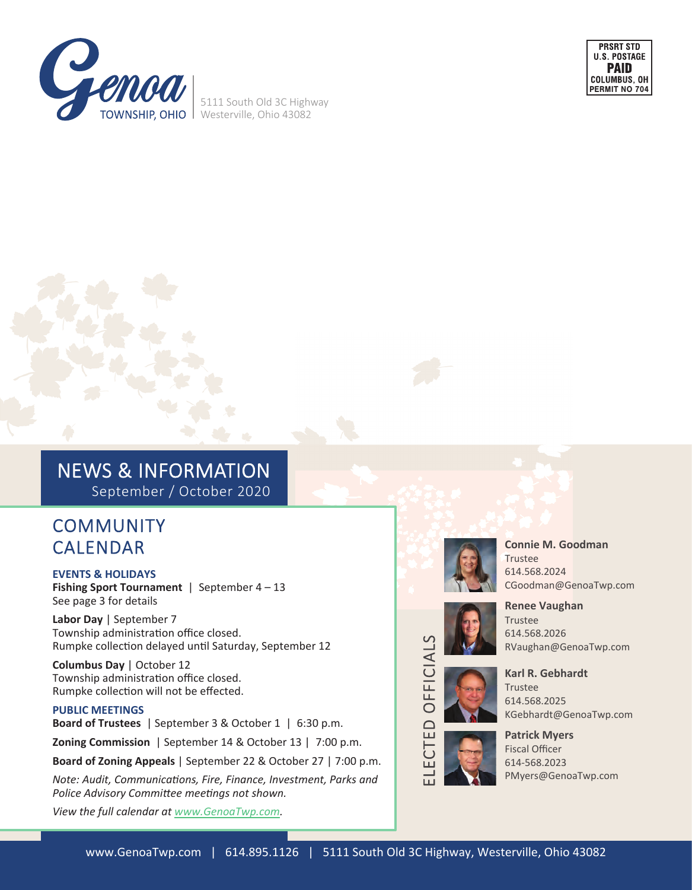Genoa TOWNSHIP, OHIO

5111 South Old 3C Highway
Westerville, Ohio 43082

PRSRT STD
U.S. POSTAGE
PAID
COLUMBUS, OH
PERMIT NO 704

# NEWS & INFORMATION

September / October 2020

## COMMUNITY CALENDAR

### EVENTS & HOLIDAYS

**Fishing Sport Tournament** | September 4 – 13
See page 3 for details

**Labor Day** | September 7
Township administration office closed.
Rumpke collection delayed until Saturday, September 12

**Columbus Day** | October 12
Township administration office closed.
Rumpke collection will not be effected.

### PUBLIC MEETINGS

**Board of Trustees** | September 3 & October 1 | 6:30 p.m.

**Zoning Commission** | September 14 & October 13 | 7:00 p.m.

**Board of Zoning Appeals** | September 22 & October 27 | 7:00 p.m.

*Note: Audit, Communications, Fire, Finance, Investment, Parks and Police Advisory Committee meetings not shown.*

*View the full calendar at www.GenoaTwp.com.*

## ELECTED OFFICIALS

**Connie M. Goodman**
Trustee
614.568.2024
CGoodman@GenoaTwp.com

**Renee Vaughan**
Trustee
614.568.2026
RVaughan@GenoaTwp.com

**Karl R. Gebhardt**
Trustee
614.568.2025
KGebhardt@GenoaTwp.com

**Patrick Myers**
Fiscal Officer
614-568.2023
PMyers@GenoaTwp.com

www.GenoaTwp.com | 614.895.1126 | 5111 South Old 3C Highway, Westerville, Ohio 43082